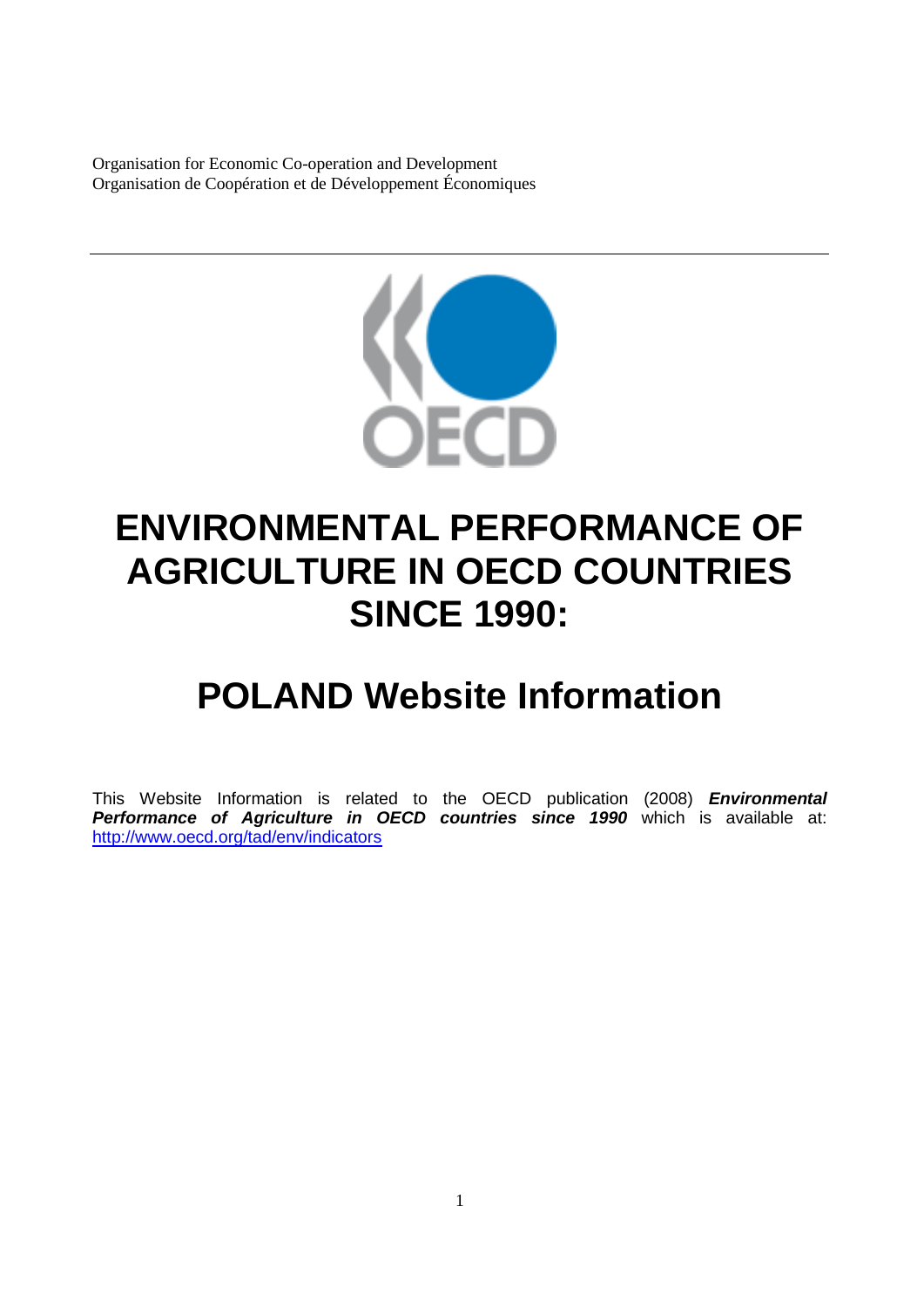Organisation for Economic Co-operation and Development
Organisation de Coopération et de Développement Économiques

# ENVIRONMENTAL PERFORMANCE OF AGRICULTURE IN OECD COUNTRIES SINCE 1990:

# POLAND Website Information

This Website Information is related to the OECD publication (2008) ***Environmental Performance of Agriculture in OECD countries since 1990*** which is available at: http://www.oecd.org/tad/env/indicators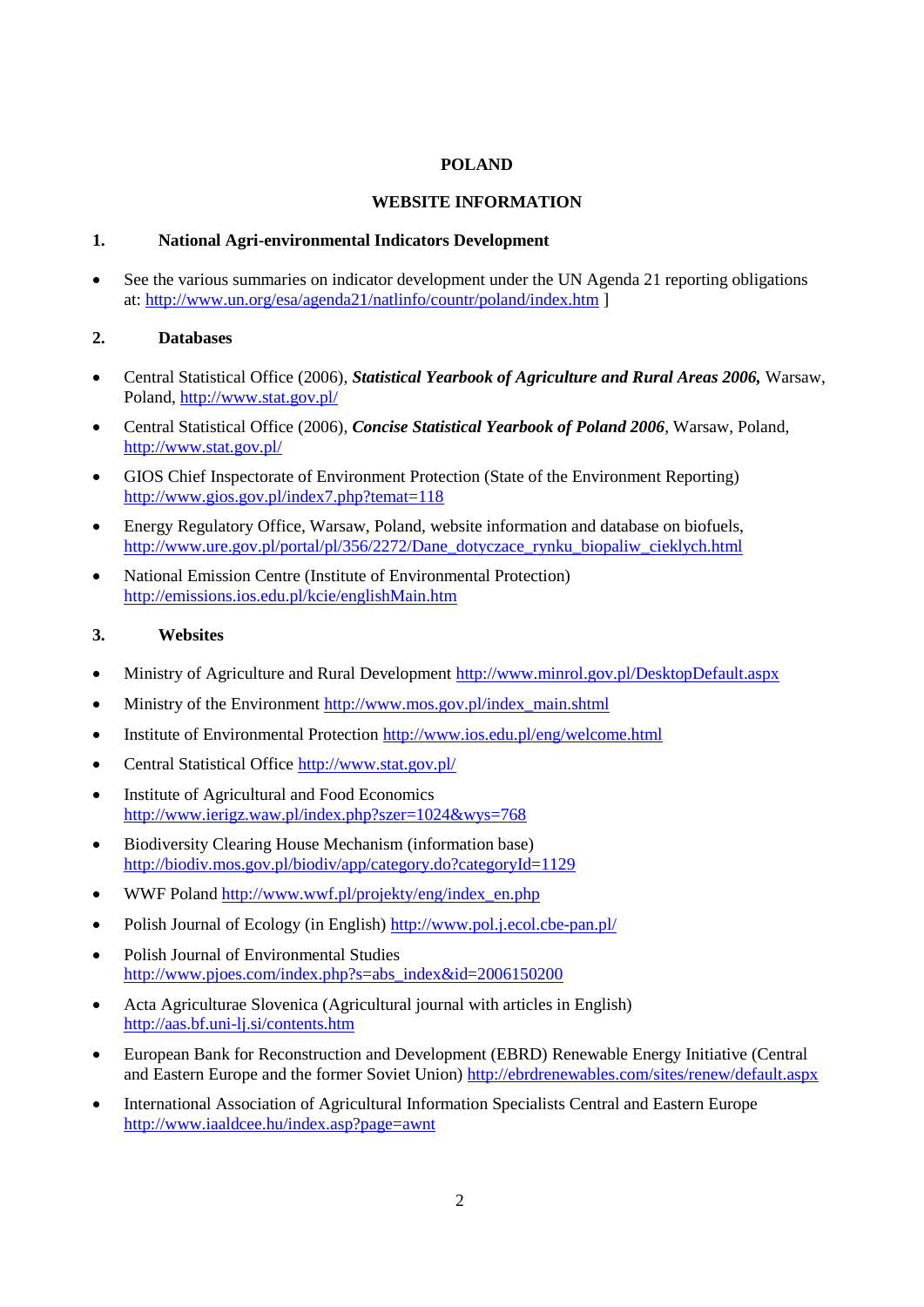# POLAND

## WEBSITE INFORMATION

### 1. National Agri-environmental Indicators Development

- See the various summaries on indicator development under the UN Agenda 21 reporting obligations at: http://www.un.org/esa/agenda21/natlinfo/countr/poland/index.htm ]

### 2. Databases

- Central Statistical Office (2006), ***Statistical Yearbook of Agriculture and Rural Areas 2006,*** Warsaw, Poland, http://www.stat.gov.pl/
- Central Statistical Office (2006), ***Concise Statistical Yearbook of Poland 2006***, Warsaw, Poland, http://www.stat.gov.pl/
- GIOS Chief Inspectorate of Environment Protection (State of the Environment Reporting) http://www.gios.gov.pl/index7.php?temat=118
- Energy Regulatory Office, Warsaw, Poland, website information and database on biofuels, http://www.ure.gov.pl/portal/pl/356/2272/Dane_dotyczace_rynku_biopaliw_cieklych.html
- National Emission Centre (Institute of Environmental Protection) http://emissions.ios.edu.pl/kcie/englishMain.htm

### 3. Websites

- Ministry of Agriculture and Rural Development http://www.minrol.gov.pl/DesktopDefault.aspx
- Ministry of the Environment http://www.mos.gov.pl/index_main.shtml
- Institute of Environmental Protection http://www.ios.edu.pl/eng/welcome.html
- Central Statistical Office http://www.stat.gov.pl/
- Institute of Agricultural and Food Economics http://www.ierigz.waw.pl/index.php?szer=1024&wys=768
- Biodiversity Clearing House Mechanism (information base) http://biodiv.mos.gov.pl/biodiv/app/category.do?categoryId=1129
- WWF Poland http://www.wwf.pl/projekty/eng/index_en.php
- Polish Journal of Ecology (in English) http://www.pol.j.ecol.cbe-pan.pl/
- Polish Journal of Environmental Studies http://www.pjoes.com/index.php?s=abs_index&id=2006150200
- Acta Agriculturae Slovenica (Agricultural journal with articles in English) http://aas.bf.uni-lj.si/contents.htm
- European Bank for Reconstruction and Development (EBRD) Renewable Energy Initiative (Central and Eastern Europe and the former Soviet Union) http://ebrdrenewables.com/sites/renew/default.aspx
- International Association of Agricultural Information Specialists Central and Eastern Europe http://www.iaaldcee.hu/index.asp?page=awnt